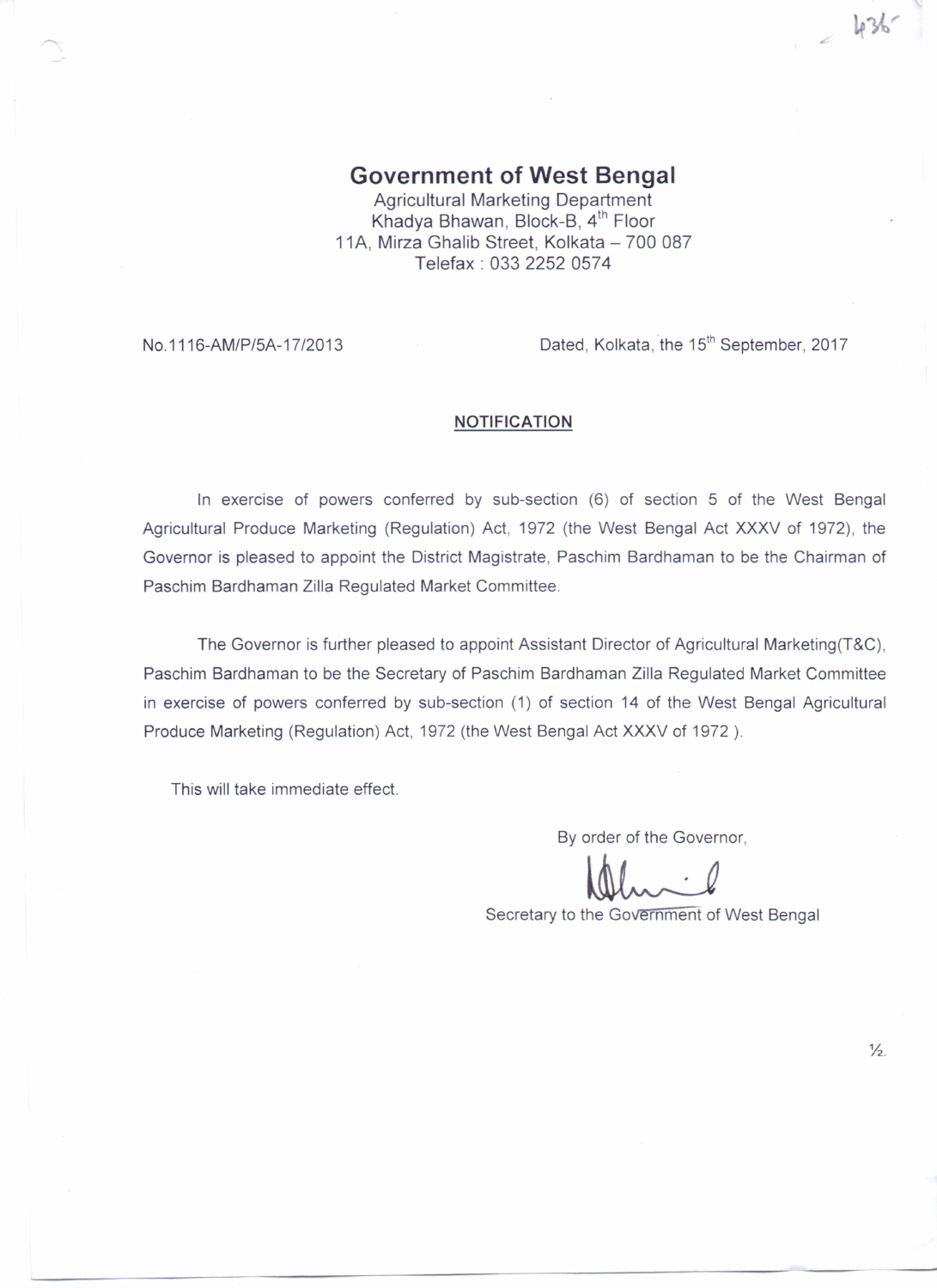# Government of West Bengal

Agricultural Marketing Department
Khadya Bhawan, Block-B, 4th Floor
11A, Mirza Ghalib Street, Kolkata – 700 087
Telefax : 033 2252 0574

No.1116-AM/P/5A-17/2013 Dated, Kolkata, the 15th September, 2017

## NOTIFICATION

In exercise of powers conferred by sub-section (6) of section 5 of the West Bengal Agricultural Produce Marketing (Regulation) Act, 1972 (the West Bengal Act XXXV of 1972), the Governor is pleased to appoint the District Magistrate, Paschim Bardhaman to be the Chairman of Paschim Bardhaman Zilla Regulated Market Committee.

The Governor is further pleased to appoint Assistant Director of Agricultural Marketing(T&C), Paschim Bardhaman to be the Secretary of Paschim Bardhaman Zilla Regulated Market Committee in exercise of powers conferred by sub-section (1) of section 14 of the West Bengal Agricultural Produce Marketing (Regulation) Act, 1972 (the West Bengal Act XXXV of 1972 ).

This will take immediate effect.

By order of the Governor,

Secretary to the Government of West Bengal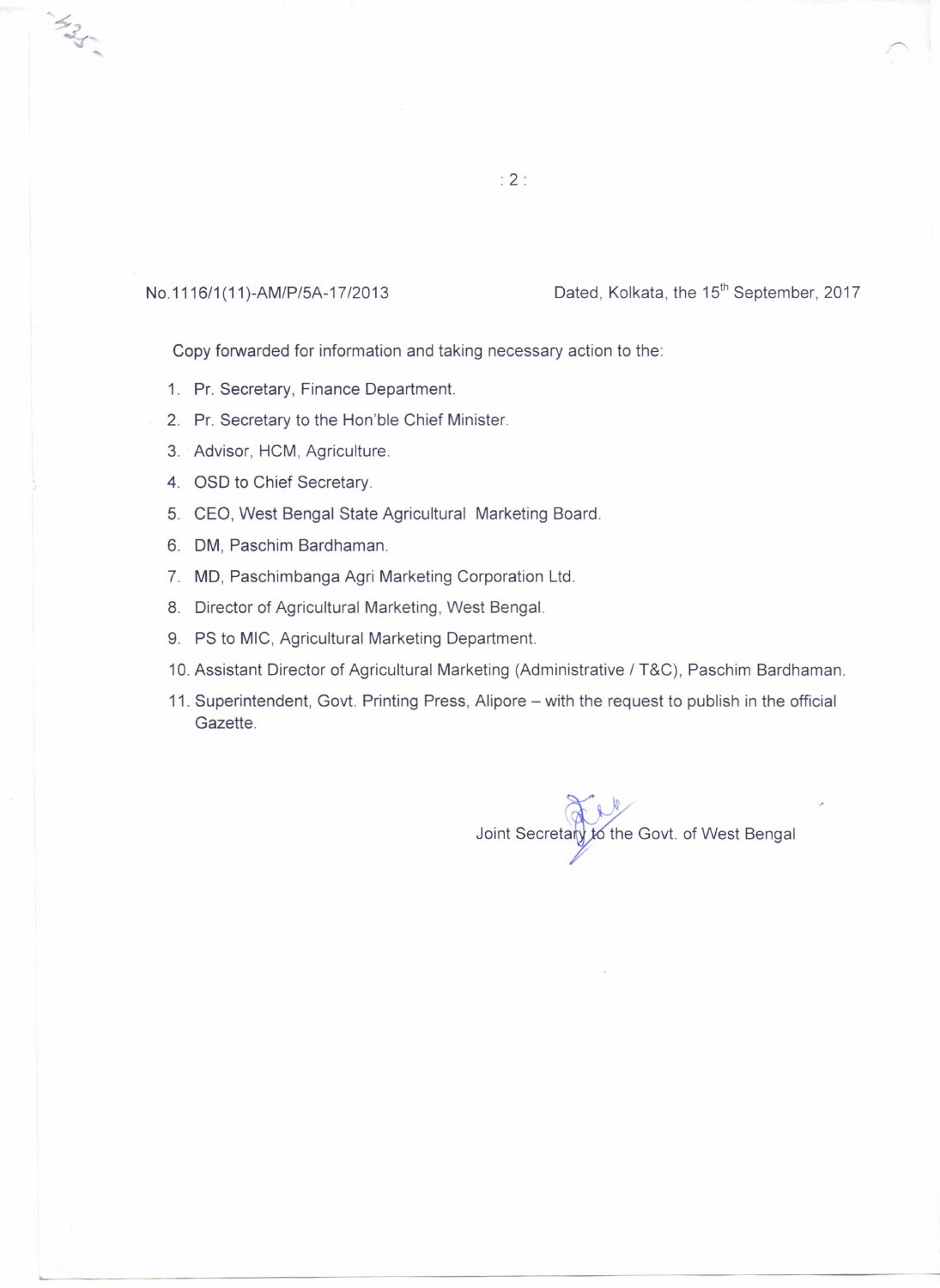No.1116/1(11)-AM/P/5A-17/2013 Dated, Kolkata, the 15th September, 2017

Copy forwarded for information and taking necessary action to the:

1. Pr. Secretary, Finance Department.
2. Pr. Secretary to the Hon'ble Chief Minister.
3. Advisor, HCM, Agriculture.
4. OSD to Chief Secretary.
5. CEO, West Bengal State Agricultural Marketing Board.
6. DM, Paschim Bardhaman.
7. MD, Paschimbanga Agri Marketing Corporation Ltd.
8. Director of Agricultural Marketing, West Bengal.
9. PS to MIC, Agricultural Marketing Department.
10. Assistant Director of Agricultural Marketing (Administrative / T&C), Paschim Bardhaman.
11. Superintendent, Govt. Printing Press, Alipore – with the request to publish in the official Gazette.

Joint Secretary to the Govt. of West Bengal